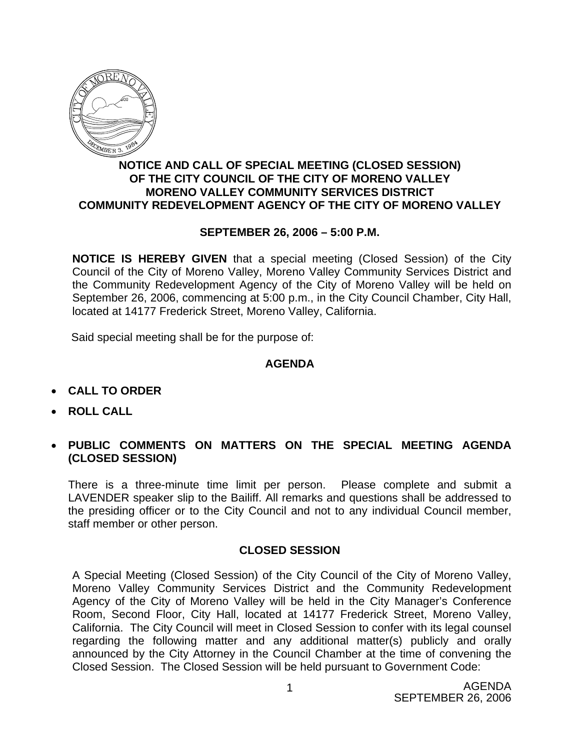**NOTICE AND CALL OF SPECIAL MEETING (CLOSED SESSION)**
**OF THE CITY COUNCIL OF THE CITY OF MORENO VALLEY**
**MORENO VALLEY COMMUNITY SERVICES DISTRICT**
**COMMUNITY REDEVELOPMENT AGENCY OF THE CITY OF MORENO VALLEY**

**SEPTEMBER 26, 2006 – 5:00 P.M.**

**NOTICE IS HEREBY GIVEN** that a special meeting (Closed Session) of the City Council of the City of Moreno Valley, Moreno Valley Community Services District and the Community Redevelopment Agency of the City of Moreno Valley will be held on September 26, 2006, commencing at 5:00 p.m., in the City Council Chamber, City Hall, located at 14177 Frederick Street, Moreno Valley, California.

Said special meeting shall be for the purpose of:

## AGENDA

- **CALL TO ORDER**
- **ROLL CALL**
- **PUBLIC COMMENTS ON MATTERS ON THE SPECIAL MEETING AGENDA (CLOSED SESSION)**

There is a three-minute time limit per person. Please complete and submit a LAVENDER speaker slip to the Bailiff. All remarks and questions shall be addressed to the presiding officer or to the City Council and not to any individual Council member, staff member or other person.

## CLOSED SESSION

A Special Meeting (Closed Session) of the City Council of the City of Moreno Valley, Moreno Valley Community Services District and the Community Redevelopment Agency of the City of Moreno Valley will be held in the City Manager's Conference Room, Second Floor, City Hall, located at 14177 Frederick Street, Moreno Valley, California. The City Council will meet in Closed Session to confer with its legal counsel regarding the following matter and any additional matter(s) publicly and orally announced by the City Attorney in the Council Chamber at the time of convening the Closed Session. The Closed Session will be held pursuant to Government Code: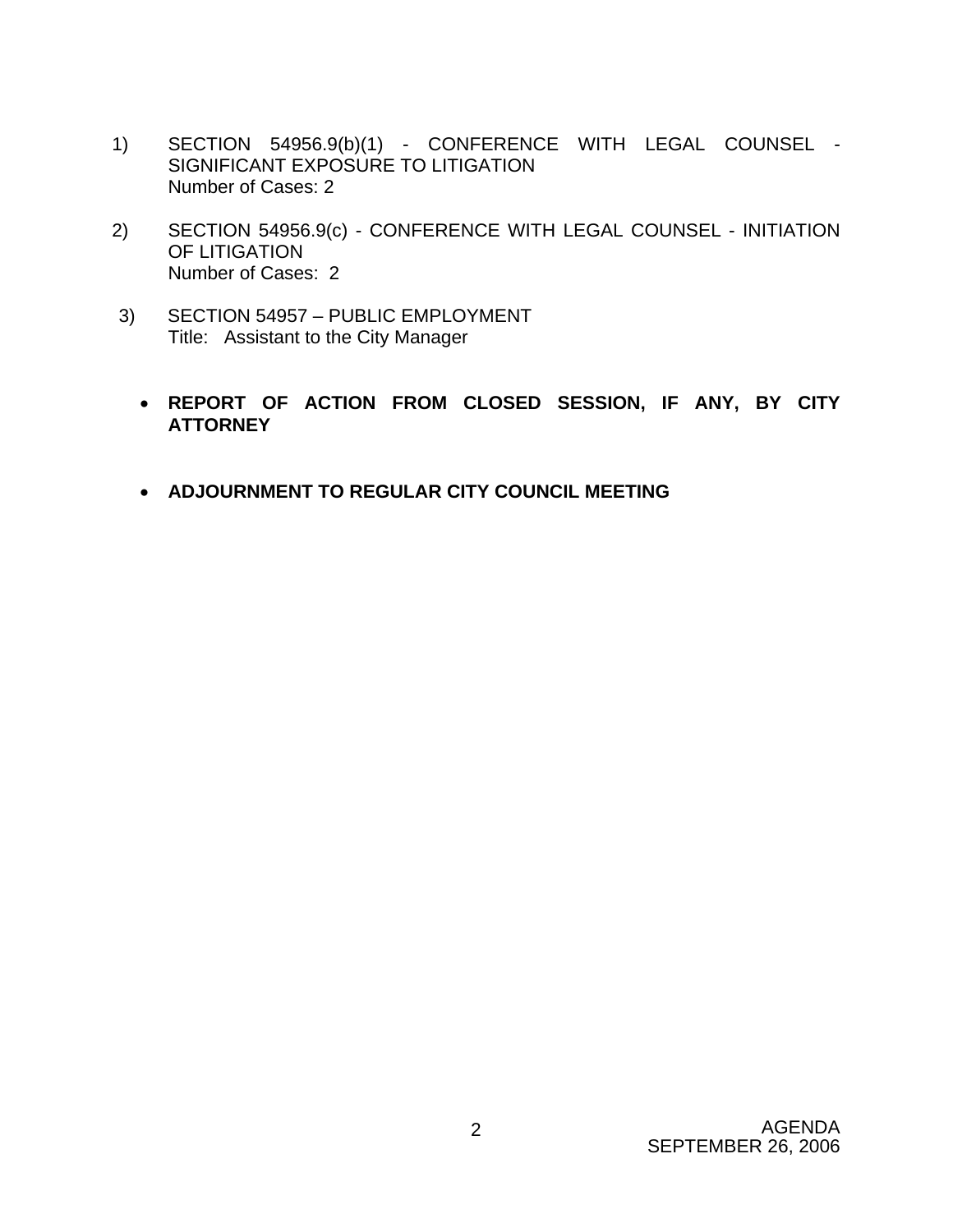1) SECTION 54956.9(b)(1) - CONFERENCE WITH LEGAL COUNSEL - SIGNIFICANT EXPOSURE TO LITIGATION
   Number of Cases: 2

2) SECTION 54956.9(c) - CONFERENCE WITH LEGAL COUNSEL - INITIATION OF LITIGATION
   Number of Cases: 2

3) SECTION 54957 – PUBLIC EMPLOYMENT
   Title: Assistant to the City Manager

- **REPORT OF ACTION FROM CLOSED SESSION, IF ANY, BY CITY ATTORNEY**

- **ADJOURNMENT TO REGULAR CITY COUNCIL MEETING**